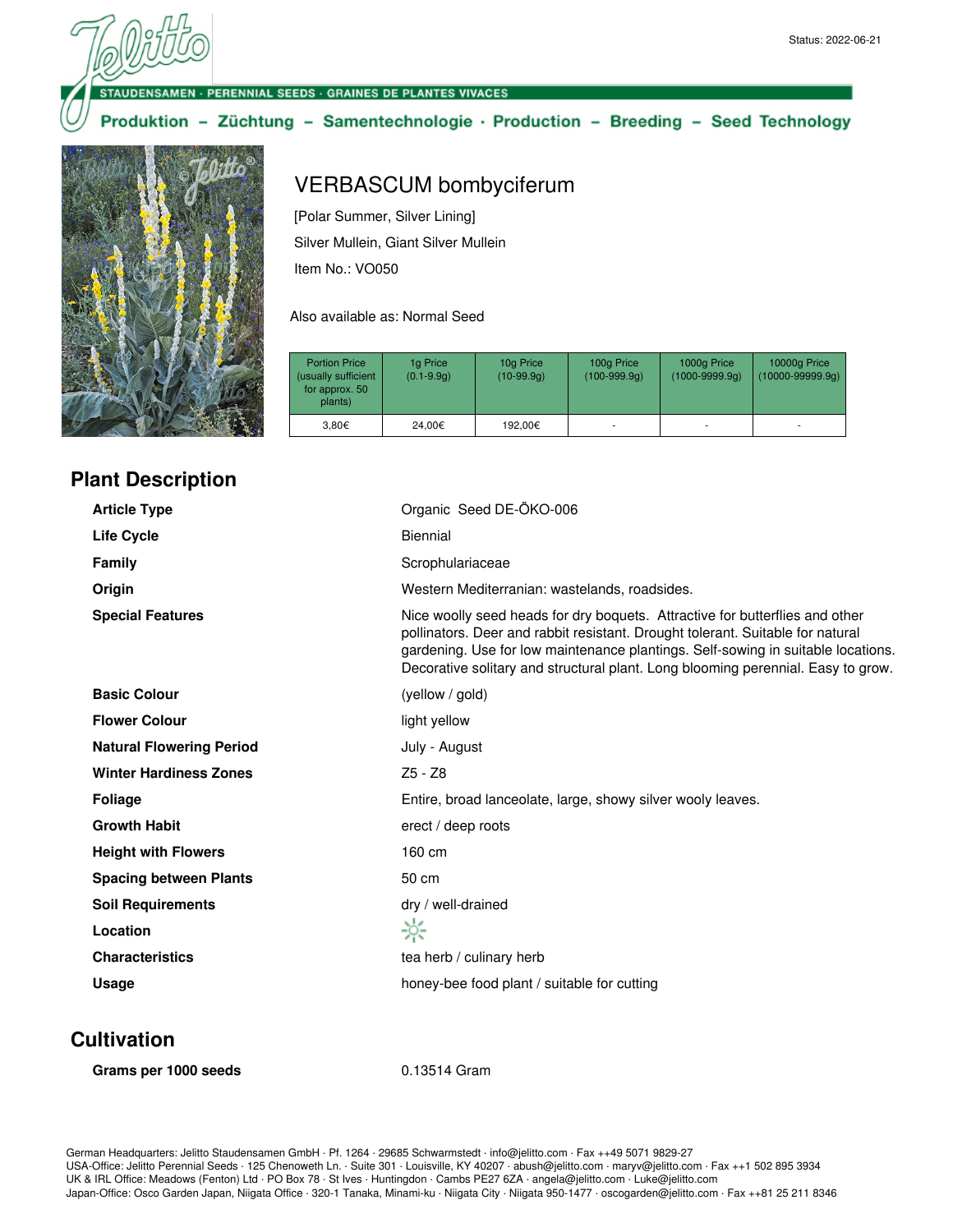Status: 2022-06-21

STAUDENSAMEN · PERENNIAL SEEDS · GRAINES DE PLANTES VIVACES

Produktion – Züchtung – Samentechnologie · Production – Breeding – Seed Technology

# VERBASCUM bombyciferum

[Polar Summer, Silver Lining]

Silver Mullein, Giant Silver Mullein

Item No.: VO050

Also available as: Normal Seed

| Portion Price (usually sufficient for approx. 50 plants) | 1g Price (0.1-9.9g) | 10g Price (10-99.9g) | 100g Price (100-999.9g) | 1000g Price (1000-9999.9g) | 10000g Price (10000-99999.9g) |
|---|---|---|---|---|---|
| 3,80€ | 24,00€ | 192,00€ | - | - | - |

## Plant Description

| | |
|---|---|
| **Article Type** | Organic Seed DE-ÖKO-006 |
| **Life Cycle** | Biennial |
| **Family** | Scrophulariaceae |
| **Origin** | Western Mediterranian: wastelands, roadsides. |
| **Special Features** | Nice woolly seed heads for dry boquets. Attractive for butterflies and other pollinators. Deer and rabbit resistant. Drought tolerant. Suitable for natural gardening. Use for low maintenance plantings. Self-sowing in suitable locations. Decorative solitary and structural plant. Long blooming perennial. Easy to grow. |
| **Basic Colour** | (yellow / gold) |
| **Flower Colour** | light yellow |
| **Natural Flowering Period** | July - August |
| **Winter Hardiness Zones** | Z5 - Z8 |
| **Foliage** | Entire, broad lanceolate, large, showy silver wooly leaves. |
| **Growth Habit** | erect / deep roots |
| **Height with Flowers** | 160 cm |
| **Spacing between Plants** | 50 cm |
| **Soil Requirements** | dry / well-drained |
| **Location** | ☼ |
| **Characteristics** | tea herb / culinary herb |
| **Usage** | honey-bee food plant / suitable for cutting |

## Cultivation

| | |
|---|---|
| **Grams per 1000 seeds** | 0.13514 Gram |

German Headquarters: Jelitto Staudensamen GmbH · Pf. 1264 · 29685 Schwarmstedt · info@jelitto.com · Fax ++49 5071 9829-27
USA-Office: Jelitto Perennial Seeds · 125 Chenoweth Ln. · Suite 301 · Louisville, KY 40207 · abush@jelitto.com · maryv@jelitto.com · Fax ++1 502 895 3934
UK & IRL Office: Meadows (Fenton) Ltd · PO Box 78 · St Ives · Huntingdon · Cambs PE27 6ZA · angela@jelitto.com · Luke@jelitto.com
Japan-Office: Osco Garden Japan, Niigata Office · 320-1 Tanaka, Minami-ku · Niigata City · Niigata 950-1477 · oscogarden@jelitto.com · Fax ++81 25 211 8346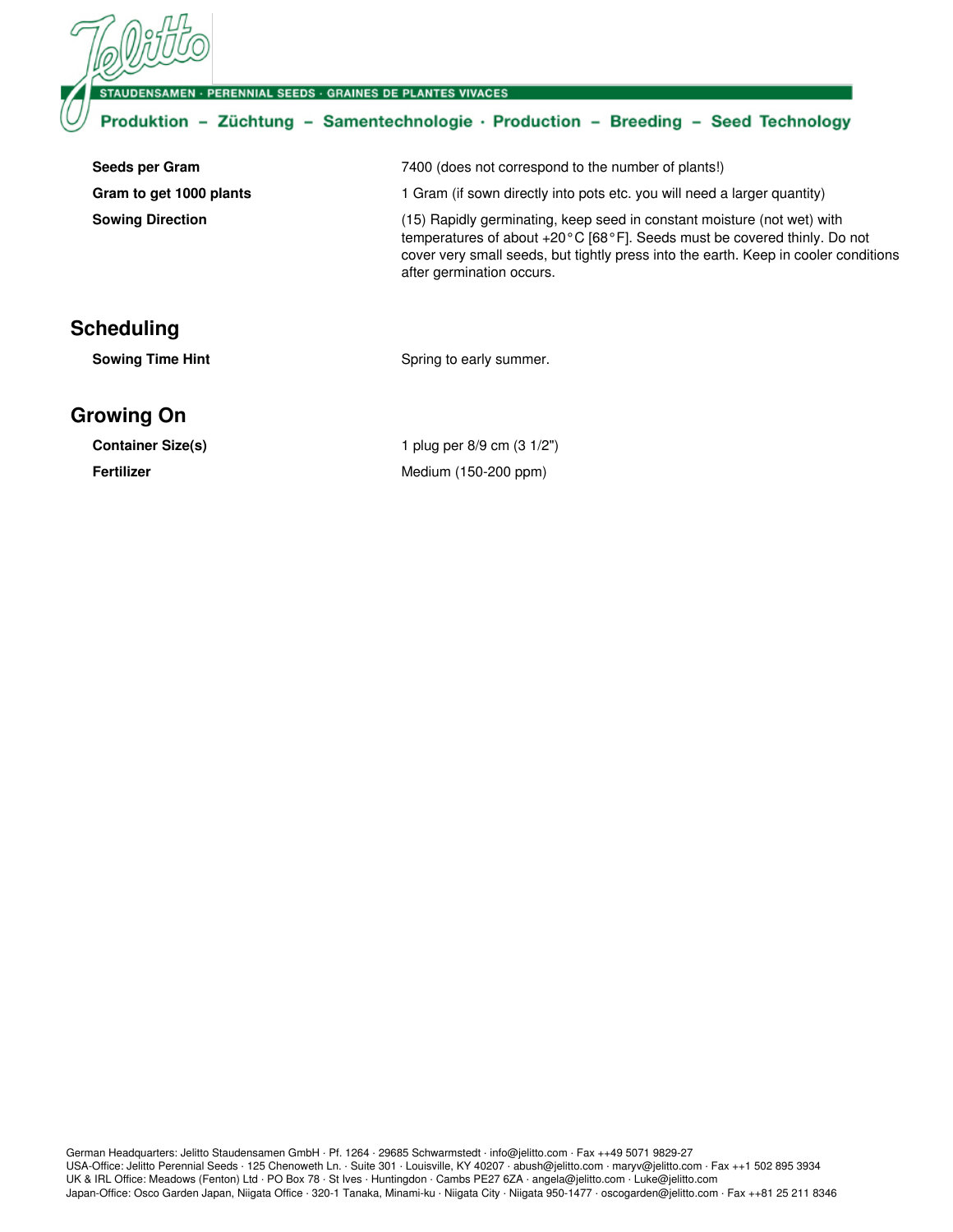| | |
|---|---|
| **Seeds per Gram** | 7400 (does not correspond to the number of plants!) |
| **Gram to get 1000 plants** | 1 Gram (if sown directly into pots etc. you will need a larger quantity) |
| **Sowing Direction** | (15) Rapidly germinating, keep seed in constant moisture (not wet) with temperatures of about +20°C [68°F]. Seeds must be covered thinly. Do not cover very small seeds, but tightly press into the earth. Keep in cooler conditions after germination occurs. |

## Scheduling

| | |
|---|---|
| **Sowing Time Hint** | Spring to early summer. |

## Growing On

| | |
|---|---|
| **Container Size(s)** | 1 plug per 8/9 cm (3 1/2") |
| **Fertilizer** | Medium (150-200 ppm) |